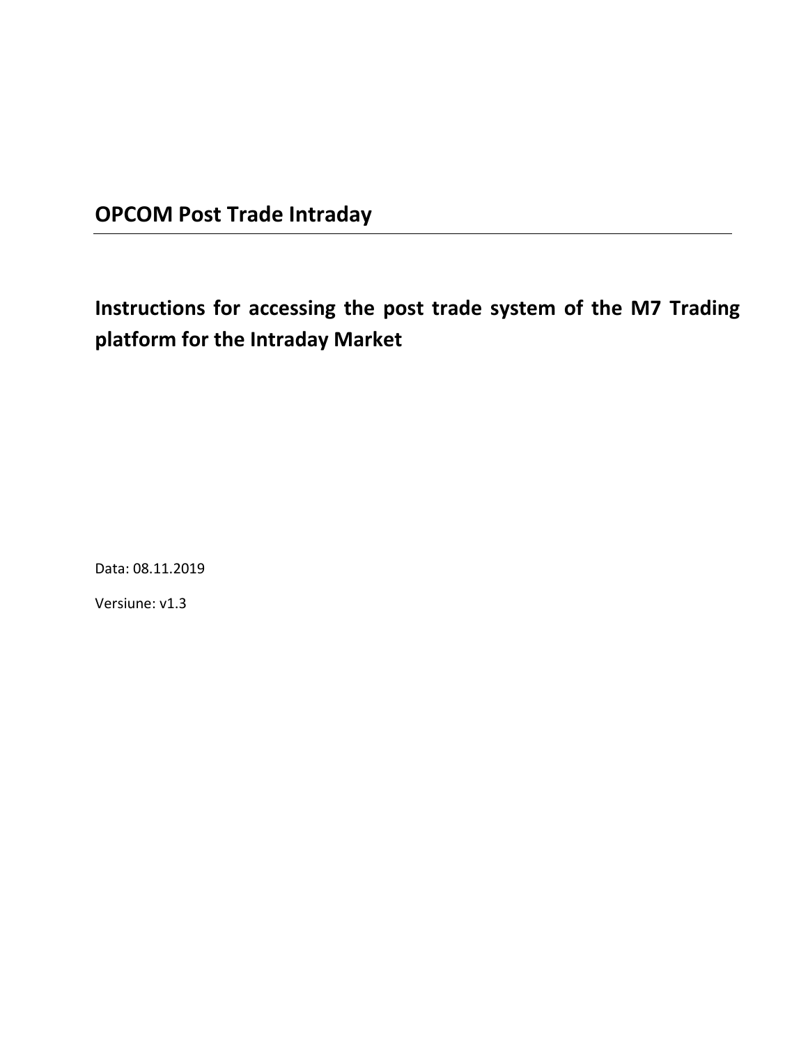# OPCOM Post Trade Intraday

## Instructions for accessing the post trade system of the M7 Trading platform for the Intraday Market

Data: 08.11.2019

Versiune: v1.3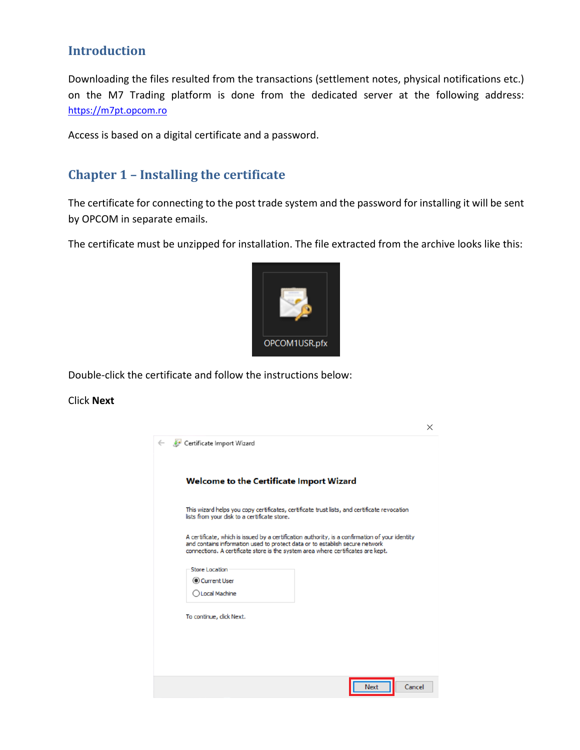## Introduction

Downloading the files resulted from the transactions (settlement notes, physical notifications etc.) on the M7 Trading platform is done from the dedicated server at the following address: [https://m7pt.opcom.ro](https://m7pt.opcom.ro)

Access is based on a digital certificate and a password.

## Chapter 1 – Installing the certificate

The certificate for connecting to the post trade system and the password for installing it will be sent by OPCOM in separate emails.

The certificate must be unzipped for installation. The file extracted from the archive looks like this:

Double-click the certificate and follow the instructions below:

Click **Next**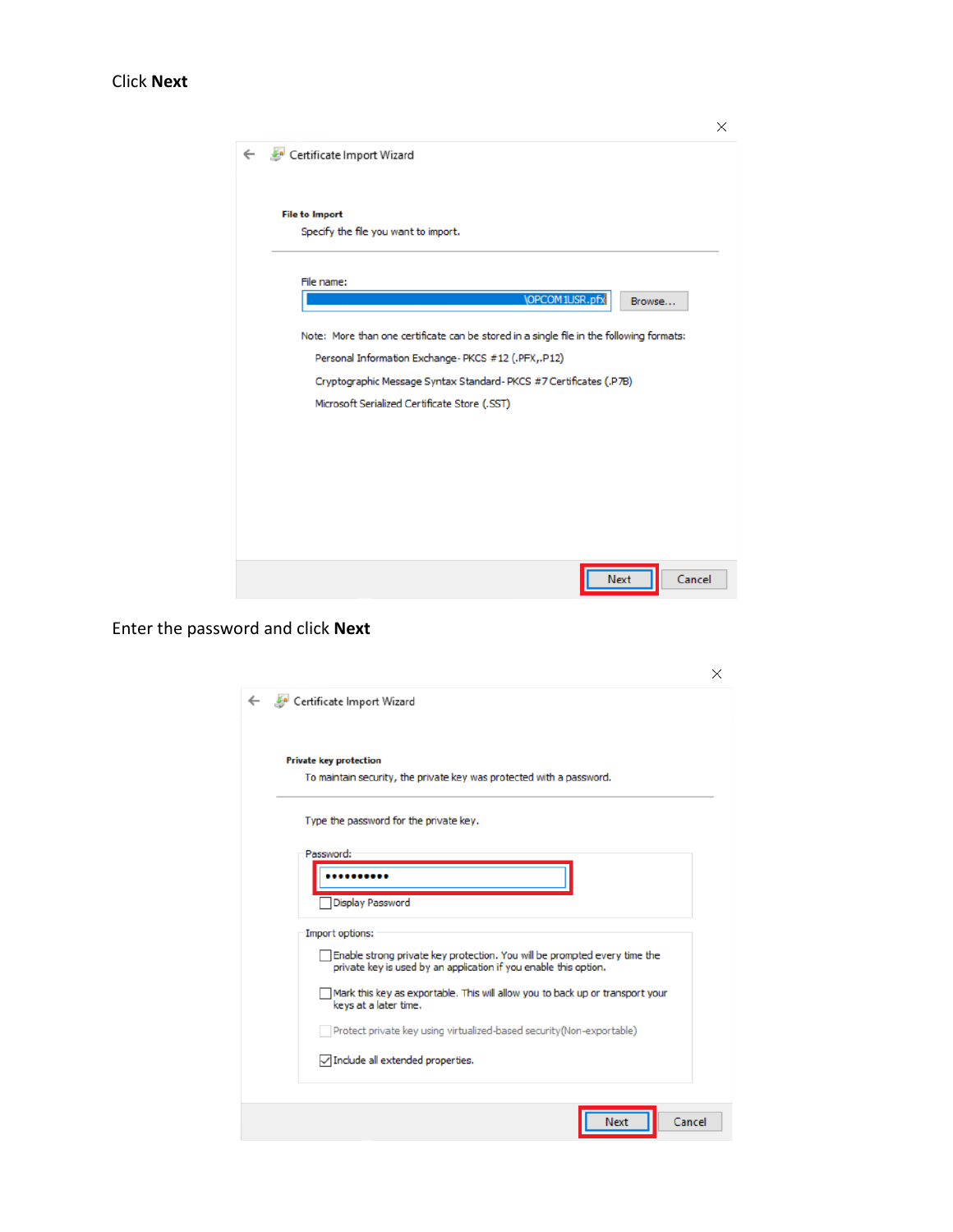Click **Next**

Enter the password and click **Next**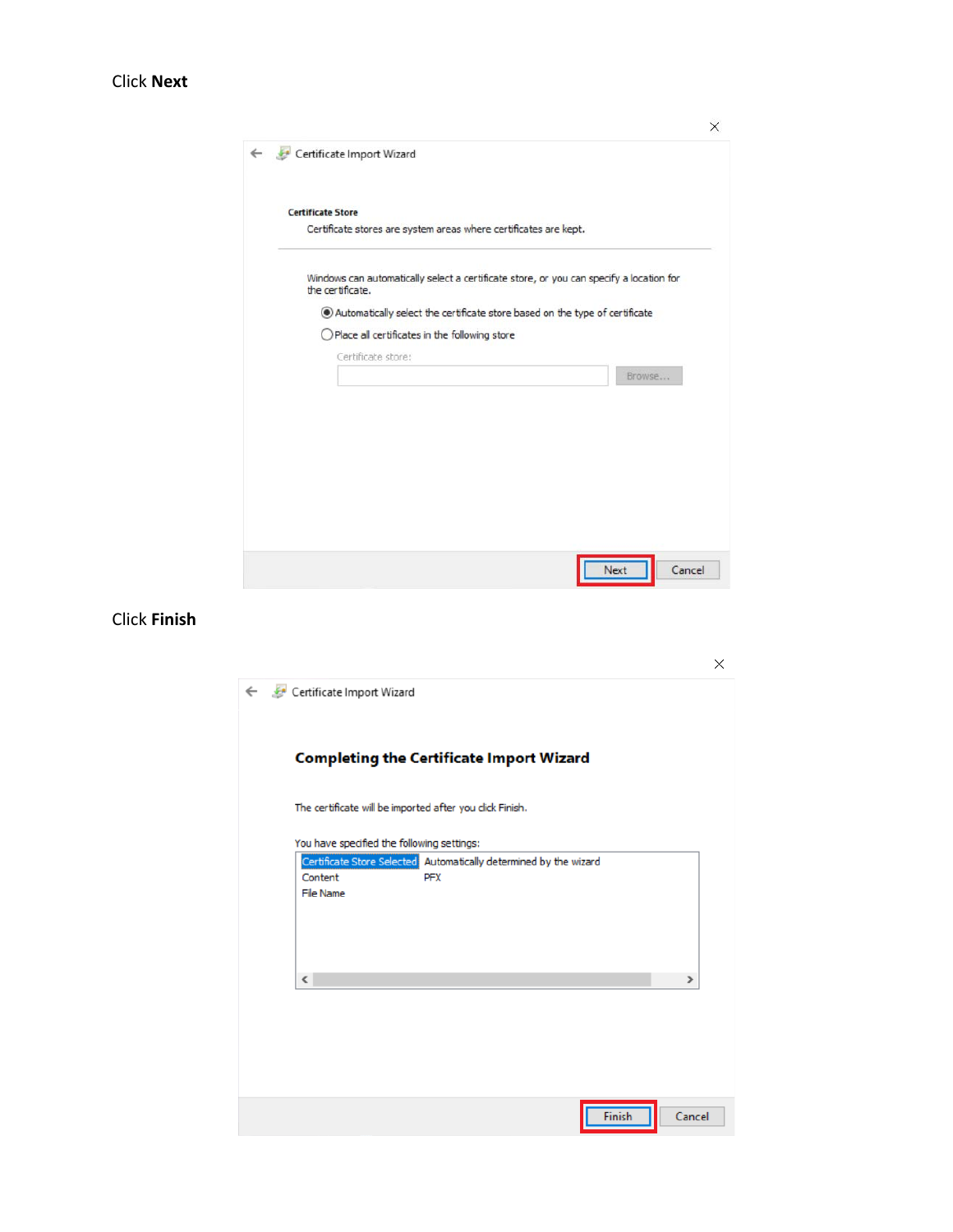Click **Next**

Click **Finish**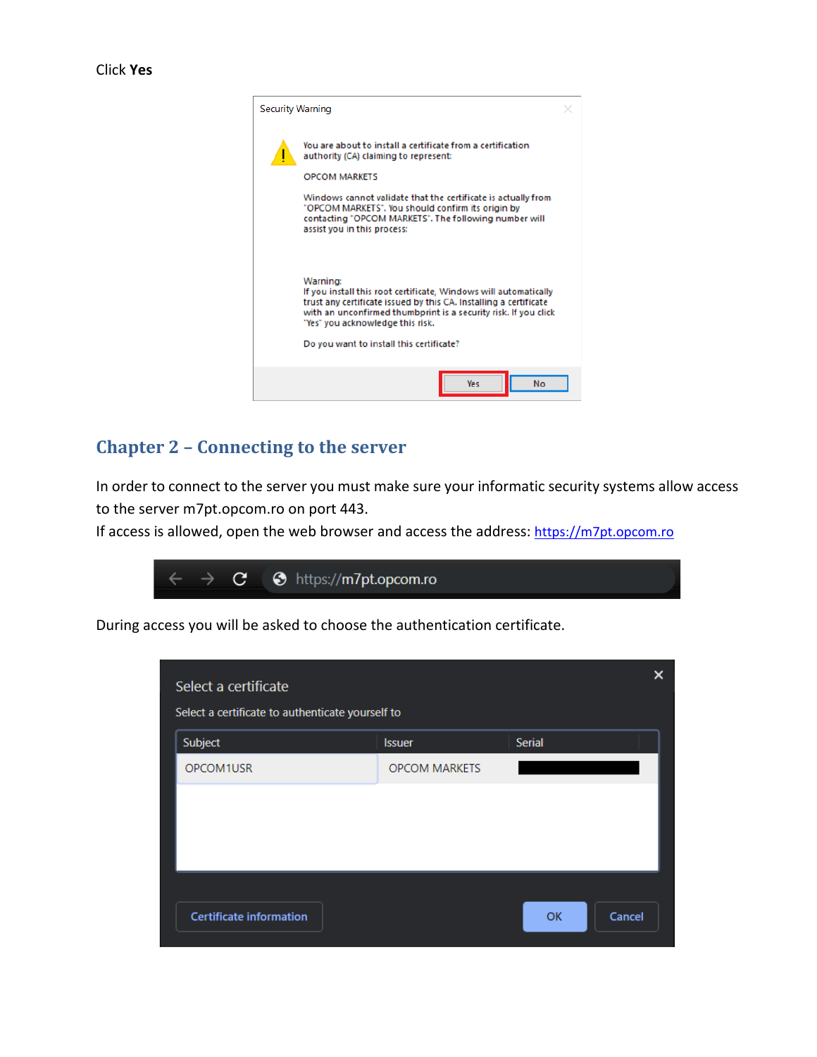Click **Yes**

## Chapter 2 – Connecting to the server

In order to connect to the server you must make sure your informatic security systems allow access to the server m7pt.opcom.ro on port 443.
If access is allowed, open the web browser and access the address: [https://m7pt.opcom.ro](https://m7pt.opcom.ro)

During access you will be asked to choose the authentication certificate.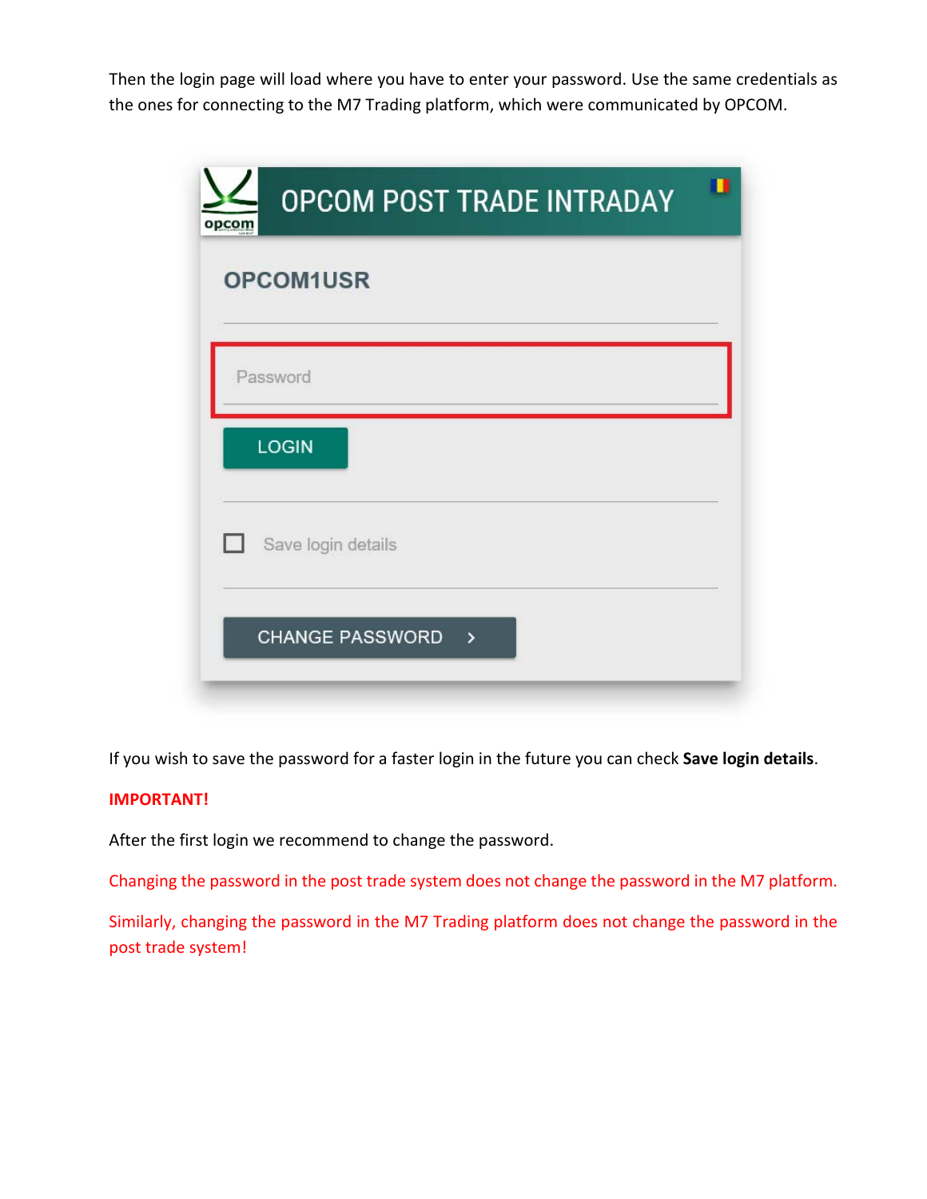Then the login page will load where you have to enter your password. Use the same credentials as the ones for connecting to the M7 Trading platform, which were communicated by OPCOM.

If you wish to save the password for a faster login in the future you can check **Save login details**.

**IMPORTANT!**

After the first login we recommend to change the password.

Changing the password in the post trade system does not change the password in the M7 platform.

Similarly, changing the password in the M7 Trading platform does not change the password in the post trade system!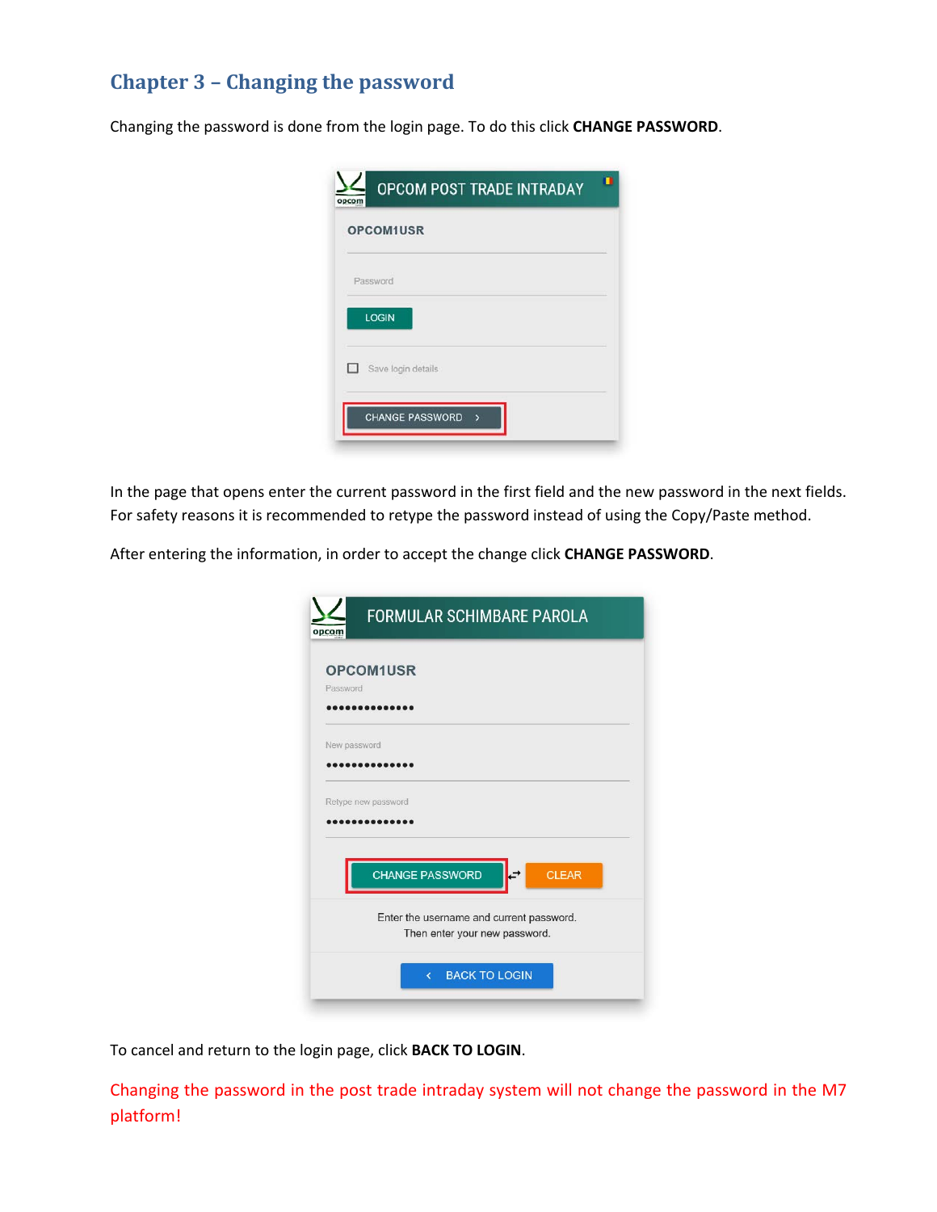# Chapter 3 – Changing the password

Changing the password is done from the login page. To do this click **CHANGE PASSWORD**.

In the page that opens enter the current password in the first field and the new password in the next fields. For safety reasons it is recommended to retype the password instead of using the Copy/Paste method.

After entering the information, in order to accept the change click **CHANGE PASSWORD**.

To cancel and return to the login page, click **BACK TO LOGIN**.

Changing the password in the post trade intraday system will not change the password in the M7 platform!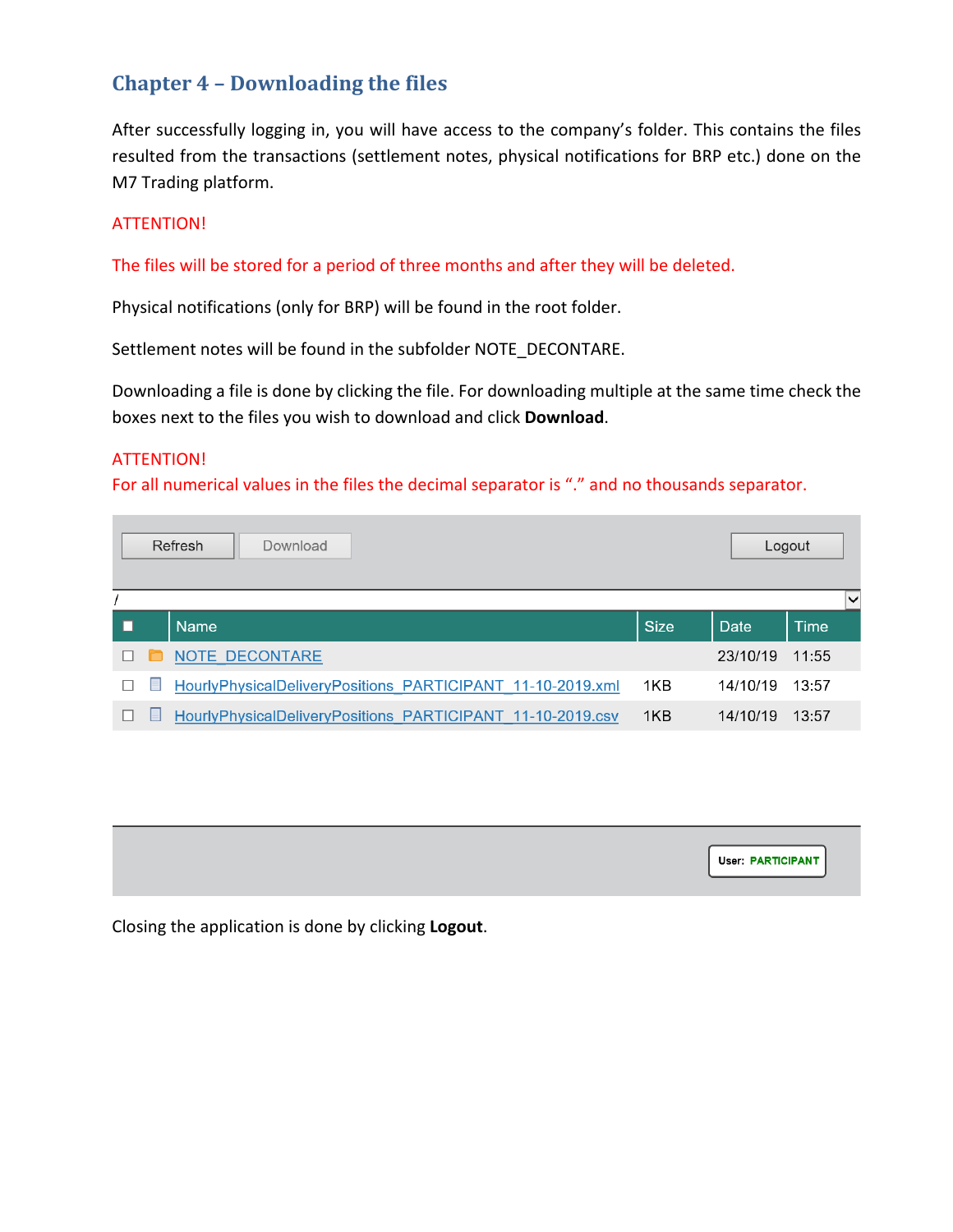## Chapter 4 – Downloading the files

After successfully logging in, you will have access to the company's folder. This contains the files resulted from the transactions (settlement notes, physical notifications for BRP etc.) done on the M7 Trading platform.

ATTENTION!

The files will be stored for a period of three months and after they will be deleted.

Physical notifications (only for BRP) will be found in the root folder.

Settlement notes will be found in the subfolder NOTE_DECONTARE.

Downloading a file is done by clicking the file. For downloading multiple at the same time check the boxes next to the files you wish to download and click **Download**.

ATTENTION!
For all numerical values in the files the decimal separator is "." and no thousands separator.

Refresh | Download | Logout

/

| ☐ | Name | Size | Date | Time |
|---|---|---|---|---|
| ☐ | NOTE_DECONTARE | | 23/10/19 | 11:55 |
| ☐ | HourlyPhysicalDeliveryPositions_PARTICIPANT_11-10-2019.xml | 1KB | 14/10/19 | 13:57 |
| ☐ | HourlyPhysicalDeliveryPositions_PARTICIPANT_11-10-2019.csv | 1KB | 14/10/19 | 13:57 |

User: PARTICIPANT

Closing the application is done by clicking **Logout**.